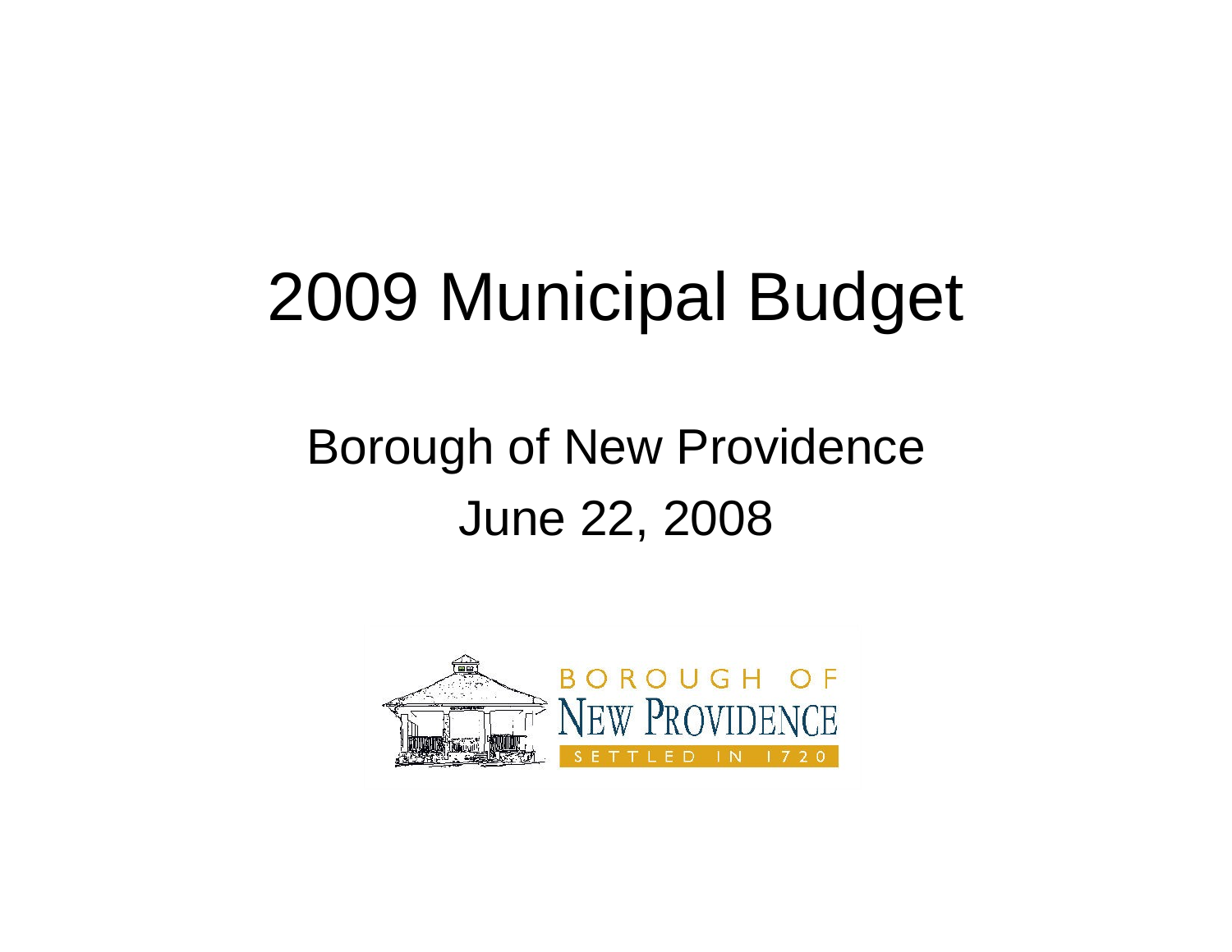# 2009 Municipal Budget

## Borough of New Providence

## June 22, 2008

BOROUGH OF
NEW PROVIDENCE
SETTLED IN 1720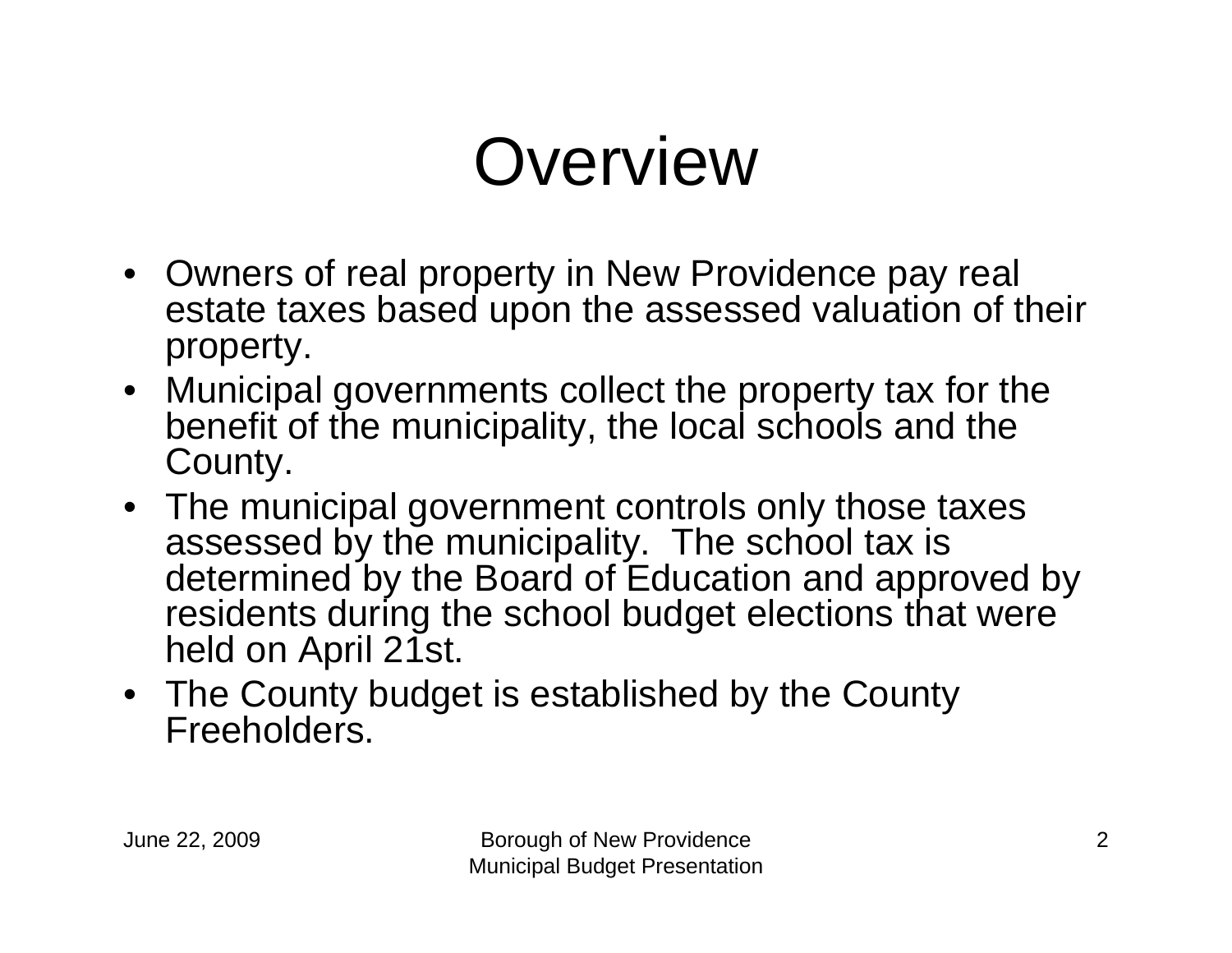# Overview

- Owners of real property in New Providence pay real estate taxes based upon the assessed valuation of their property.
- Municipal governments collect the property tax for the benefit of the municipality, the local schools and the County.
- The municipal government controls only those taxes assessed by the municipality.  The school tax is determined by the Board of Education and approved by residents during the school budget elections that were held on April 21st.
- The County budget is established by the County Freeholders.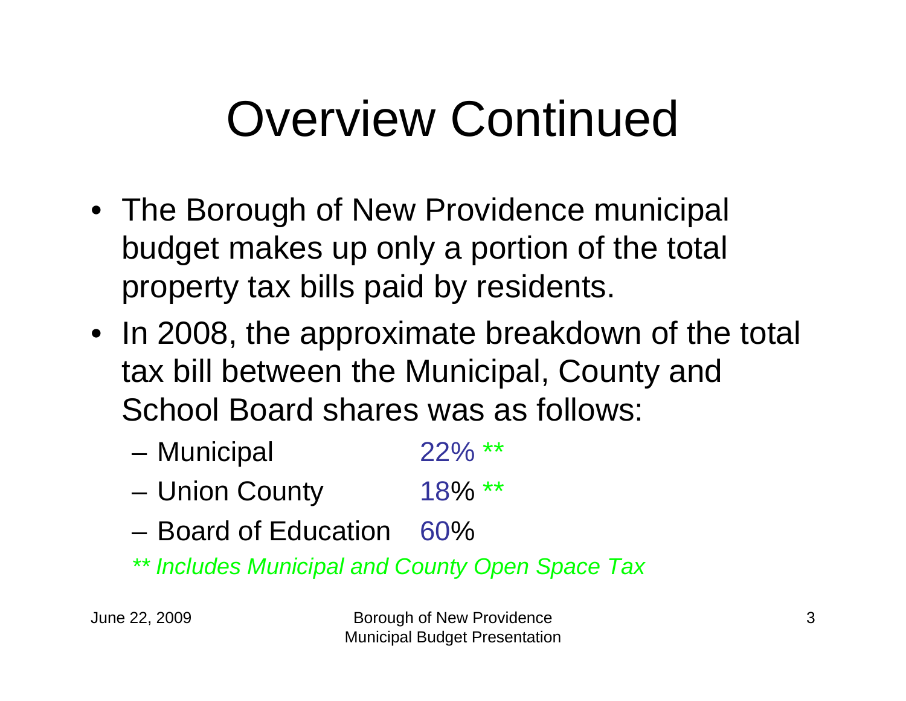# Overview Continued

- The Borough of New Providence municipal budget makes up only a portion of the total property tax bills paid by residents.
- In 2008, the approximate breakdown of the total tax bill between the Municipal, County and School Board shares was as follows:
  - Municipal 22% **
  - Union County 18% **
  - Board of Education 60%

*** Includes Municipal and County Open Space Tax*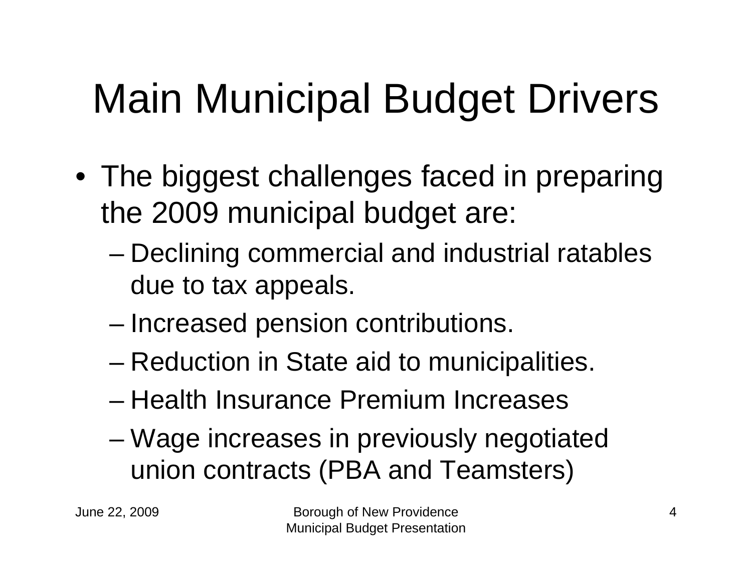# Main Municipal Budget Drivers

- The biggest challenges faced in preparing the 2009 municipal budget are:
  - Declining commercial and industrial ratables due to tax appeals.
  - Increased pension contributions.
  - Reduction in State aid to municipalities.
  - Health Insurance Premium Increases
  - Wage increases in previously negotiated union contracts (PBA and Teamsters)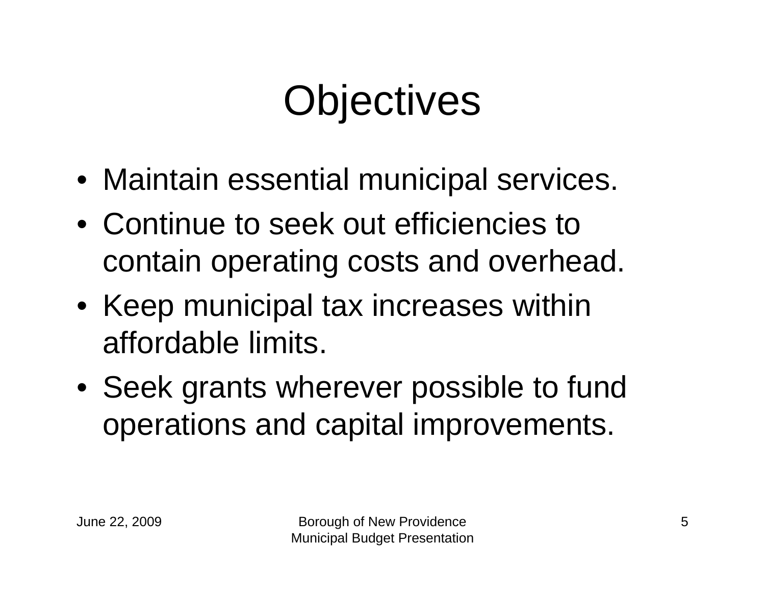# Objectives

- Maintain essential municipal services.
- Continue to seek out efficiencies to contain operating costs and overhead.
- Keep municipal tax increases within affordable limits.
- Seek grants wherever possible to fund operations and capital improvements.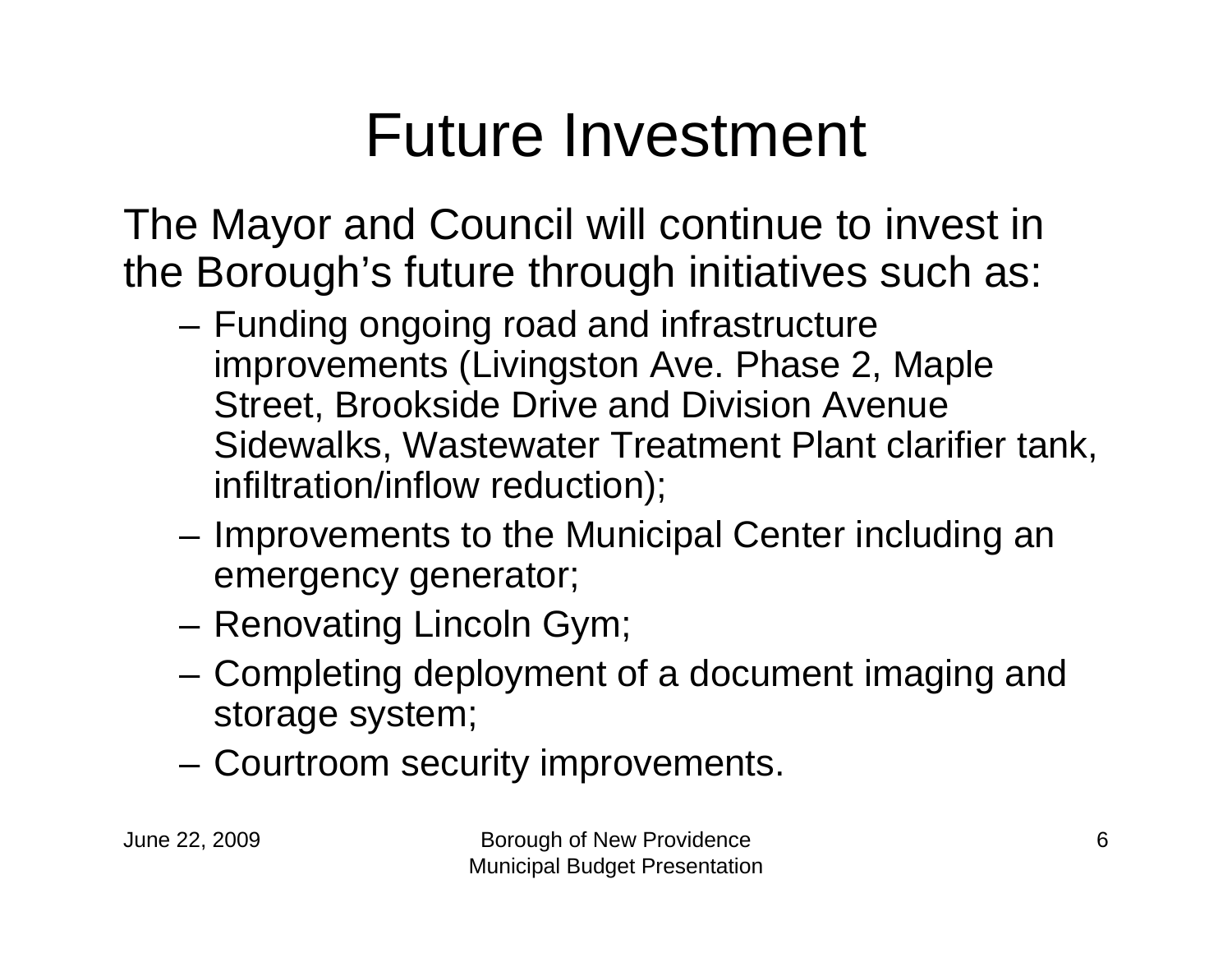# Future Investment

The Mayor and Council will continue to invest in the Borough's future through initiatives such as:

- Funding ongoing road and infrastructure improvements (Livingston Ave. Phase 2, Maple Street, Brookside Drive and Division Avenue Sidewalks, Wastewater Treatment Plant clarifier tank, infiltration/inflow reduction);
- Improvements to the Municipal Center including an emergency generator;
- Renovating Lincoln Gym;
- Completing deployment of a document imaging and storage system;
- Courtroom security improvements.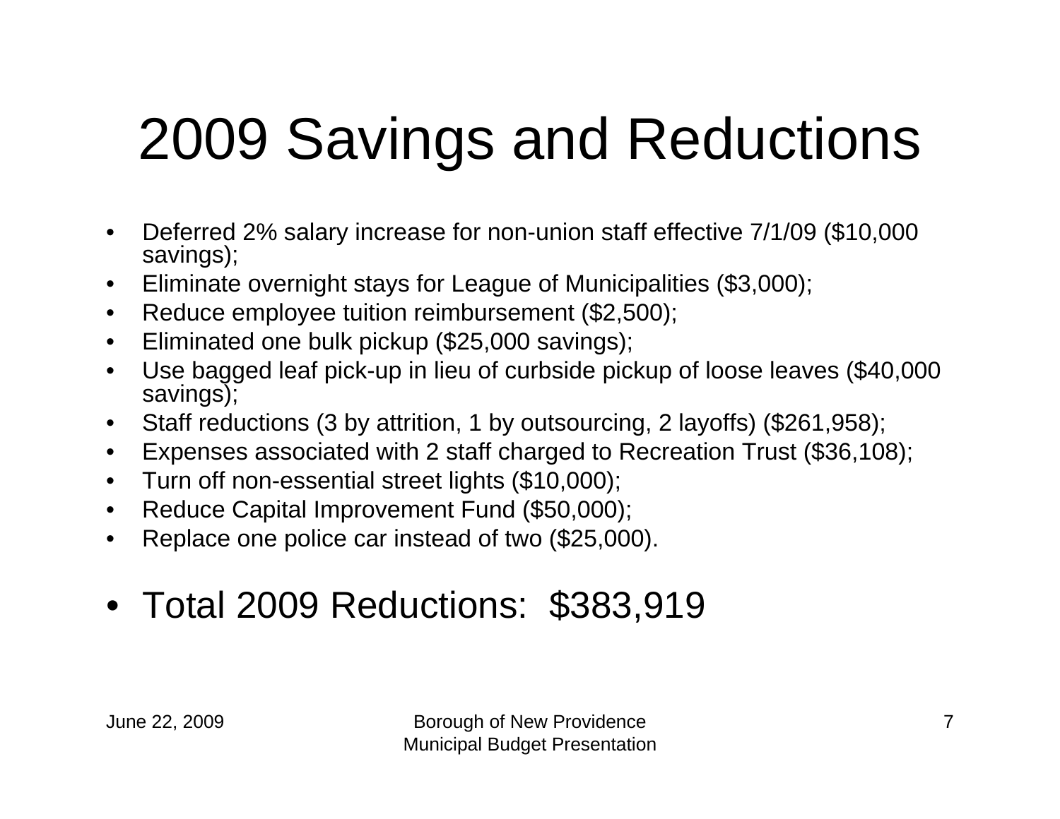# 2009 Savings and Reductions

- Deferred 2% salary increase for non-union staff effective 7/1/09 ($10,000 savings);
- Eliminate overnight stays for League of Municipalities ($3,000);
- Reduce employee tuition reimbursement ($2,500);
- Eliminated one bulk pickup ($25,000 savings);
- Use bagged leaf pick-up in lieu of curbside pickup of loose leaves ($40,000 savings);
- Staff reductions (3 by attrition, 1 by outsourcing, 2 layoffs) ($261,958);
- Expenses associated with 2 staff charged to Recreation Trust ($36,108);
- Turn off non-essential street lights ($10,000);
- Reduce Capital Improvement Fund ($50,000);
- Replace one police car instead of two ($25,000).

- Total 2009 Reductions: $383,919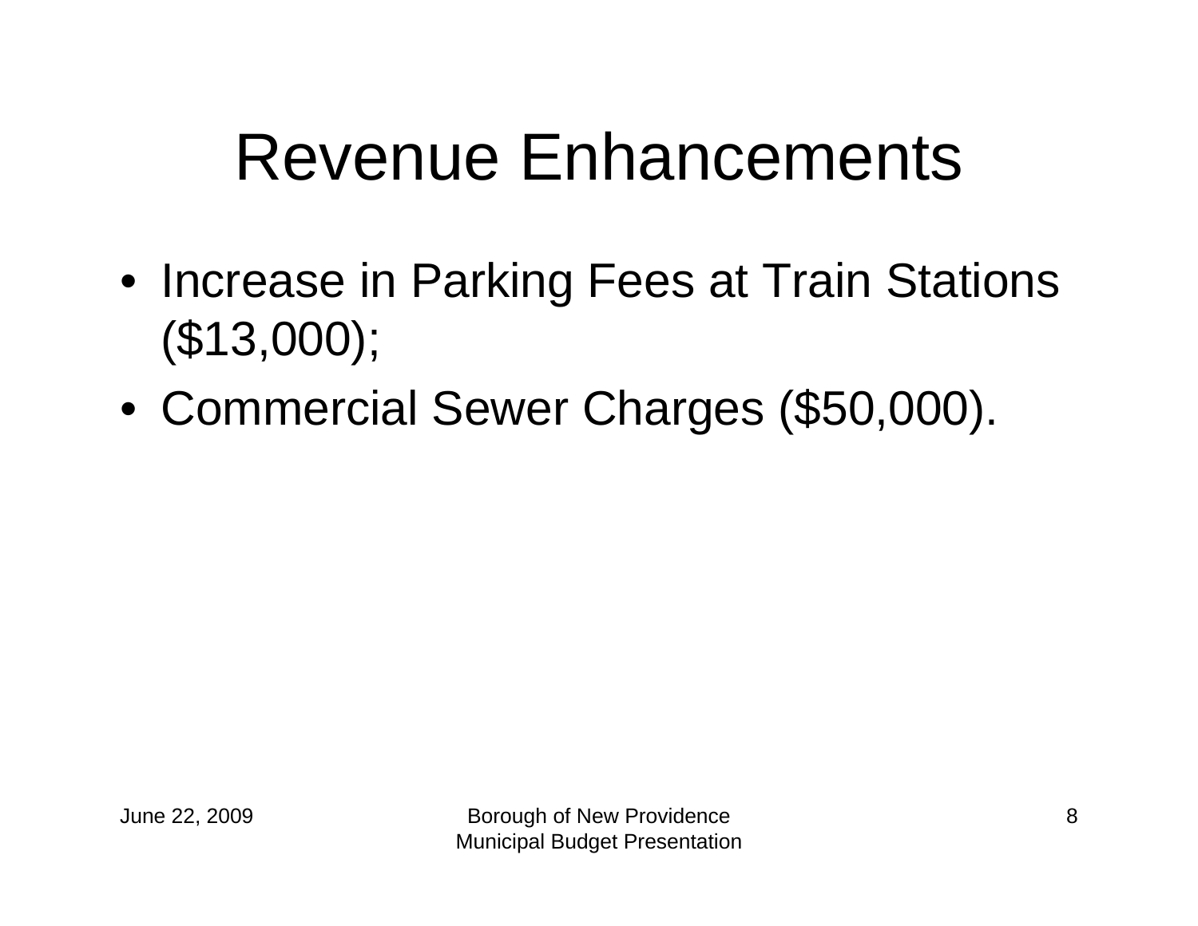# Revenue Enhancements

- Increase in Parking Fees at Train Stations ($13,000);
- Commercial Sewer Charges ($50,000).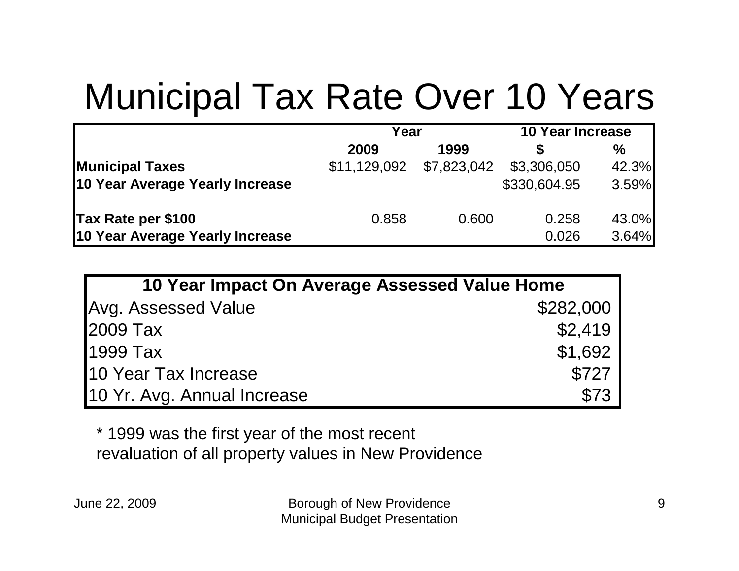# Municipal Tax Rate Over 10 Years

| | Year | | 10 Year Increase | |
|---|---|---|---|---|
| | **2009** | **1999** | **$** | **%** |
| **Municipal Taxes** | $11,129,092 | $7,823,042 | $3,306,050 | 42.3% |
| **10 Year Average Yearly Increase** | | | $330,604.95 | 3.59% |
| | | | | |
| **Tax Rate per $100** | 0.858 | 0.600 | 0.258 | 43.0% |
| **10 Year Average Yearly Increase** | | | 0.026 | 3.64% |

| 10 Year Impact On Average Assessed Value Home | |
|---|---|
| Avg. Assessed Value | $282,000 |
| 2009 Tax | $2,419 |
| 1999 Tax | $1,692 |
| 10 Year Tax Increase | $727 |
| 10 Yr. Avg. Annual Increase | $73 |

* 1999 was the first year of the most recent revaluation of all property values in New Providence

June 22, 2009

Borough of New Providence
Municipal Budget Presentation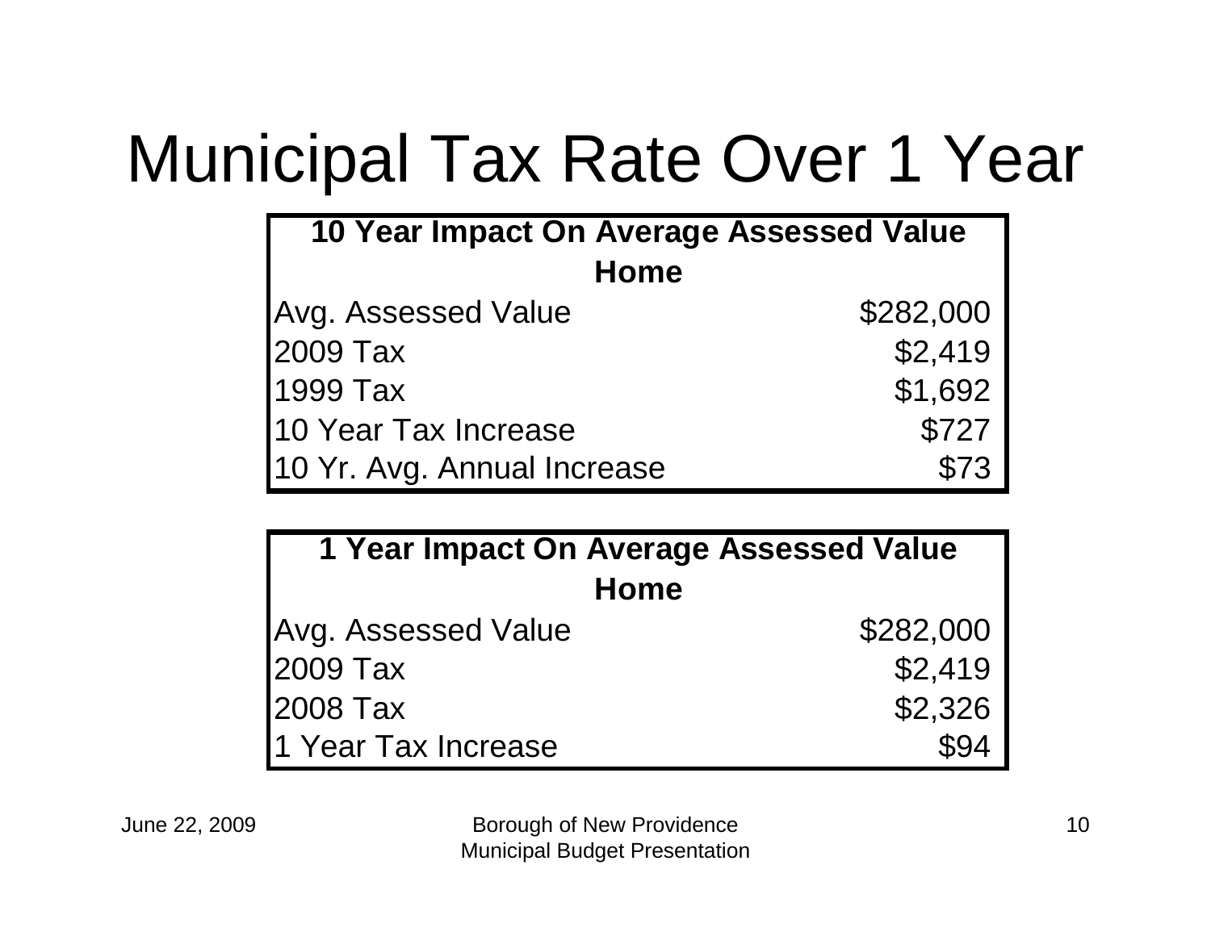# Municipal Tax Rate Over 1 Year

| 10 Year Impact On Average Assessed Value Home | |
|---|---|
| Avg. Assessed Value | $282,000 |
| 2009 Tax | $2,419 |
| 1999 Tax | $1,692 |
| 10 Year Tax Increase | $727 |
| 10 Yr. Avg. Annual Increase | $73 |

| 1 Year Impact On Average Assessed Value Home | |
|---|---|
| Avg. Assessed Value | $282,000 |
| 2009 Tax | $2,419 |
| 2008 Tax | $2,326 |
| 1 Year Tax Increase | $94 |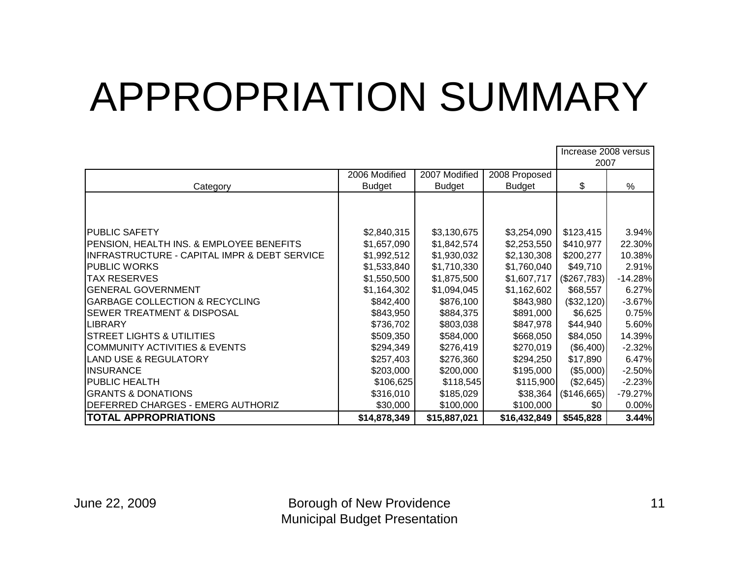# APPROPRIATION SUMMARY

| Category | 2006 Modified Budget | 2007 Modified Budget | 2008 Proposed Budget | Increase 2008 versus 2007 | |
|---|---|---|---|---|---|
| | | | | $ | % |
| PUBLIC SAFETY | $2,840,315 | $3,130,675 | $3,254,090 | $123,415 | 3.94% |
| PENSION, HEALTH INS. & EMPLOYEE BENEFITS | $1,657,090 | $1,842,574 | $2,253,550 | $410,977 | 22.30% |
| INFRASTRUCTURE - CAPITAL IMPR & DEBT SERVICE | $1,992,512 | $1,930,032 | $2,130,308 | $200,277 | 10.38% |
| PUBLIC WORKS | $1,533,840 | $1,710,330 | $1,760,040 | $49,710 | 2.91% |
| TAX RESERVES | $1,550,500 | $1,875,500 | $1,607,717 | ($267,783) | -14.28% |
| GENERAL GOVERNMENT | $1,164,302 | $1,094,045 | $1,162,602 | $68,557 | 6.27% |
| GARBAGE COLLECTION & RECYCLING | $842,400 | $876,100 | $843,980 | ($32,120) | -3.67% |
| SEWER TREATMENT & DISPOSAL | $843,950 | $884,375 | $891,000 | $6,625 | 0.75% |
| LIBRARY | $736,702 | $803,038 | $847,978 | $44,940 | 5.60% |
| STREET LIGHTS & UTILITIES | $509,350 | $584,000 | $668,050 | $84,050 | 14.39% |
| COMMUNITY ACTIVITIES & EVENTS | $294,349 | $276,419 | $270,019 | ($6,400) | -2.32% |
| LAND USE & REGULATORY | $257,403 | $276,360 | $294,250 | $17,890 | 6.47% |
| INSURANCE | $203,000 | $200,000 | $195,000 | ($5,000) | -2.50% |
| PUBLIC HEALTH | $106,625 | $118,545 | $115,900 | ($2,645) | -2.23% |
| GRANTS & DONATIONS | $316,010 | $185,029 | $38,364 | ($146,665) | -79.27% |
| DEFERRED CHARGES - EMERG AUTHORIZ | $30,000 | $100,000 | $100,000 | $0 | 0.00% |
| **TOTAL APPROPRIATIONS** | **$14,878,349** | **$15,887,021** | **$16,432,849** | **$545,828** | **3.44%** |

June 22, 2009

Borough of New Providence
Municipal Budget Presentation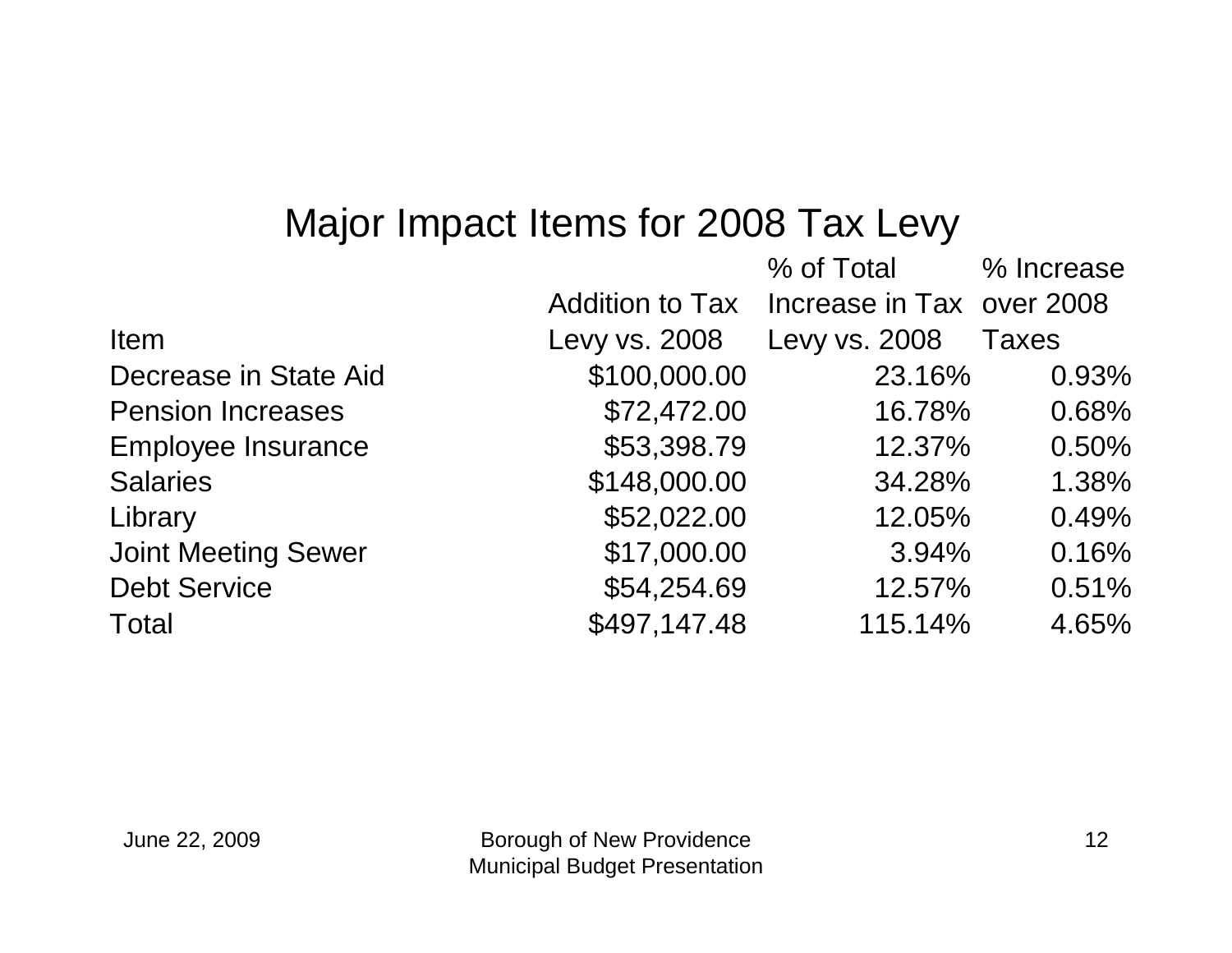# Major Impact Items for 2008 Tax Levy

| Item | Addition to Tax Levy vs. 2008 | % of Total Increase in Tax Levy vs. 2008 | % Increase over 2008 Taxes |
|---|---|---|---|
| Decrease in State Aid | $100,000.00 | 23.16% | 0.93% |
| Pension Increases | $72,472.00 | 16.78% | 0.68% |
| Employee Insurance | $53,398.79 | 12.37% | 0.50% |
| Salaries | $148,000.00 | 34.28% | 1.38% |
| Library | $52,022.00 | 12.05% | 0.49% |
| Joint Meeting Sewer | $17,000.00 | 3.94% | 0.16% |
| Debt Service | $54,254.69 | 12.57% | 0.51% |
| Total | $497,147.48 | 115.14% | 4.65% |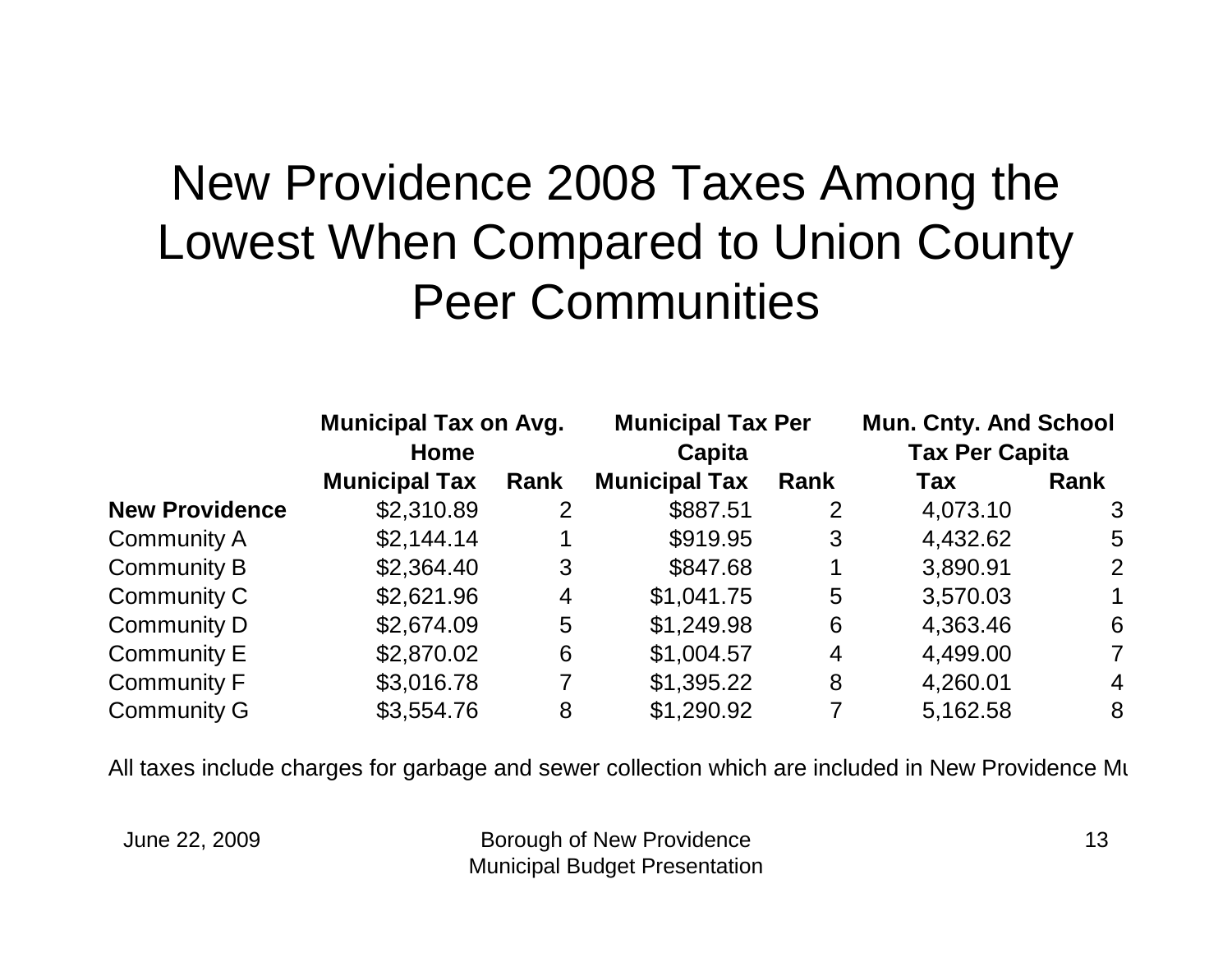# New Providence 2008 Taxes Among the Lowest When Compared to Union County Peer Communities

| | Municipal Tax on Avg. Home | | Municipal Tax Per Capita | | Mun. Cnty. And School Tax Per Capita | |
|---|---|---|---|---|---|---|
| | **Municipal Tax** | **Rank** | **Municipal Tax** | **Rank** | **Tax** | **Rank** |
| **New Providence** | $2,310.89 | 2 | $887.51 | 2 | 4,073.10 | 3 |
| Community A | $2,144.14 | 1 | $919.95 | 3 | 4,432.62 | 5 |
| Community B | $2,364.40 | 3 | $847.68 | 1 | 3,890.91 | 2 |
| Community C | $2,621.96 | 4 | $1,041.75 | 5 | 3,570.03 | 1 |
| Community D | $2,674.09 | 5 | $1,249.98 | 6 | 4,363.46 | 6 |
| Community E | $2,870.02 | 6 | $1,004.57 | 4 | 4,499.00 | 7 |
| Community F | $3,016.78 | 7 | $1,395.22 | 8 | 4,260.01 | 4 |
| Community G | $3,554.76 | 8 | $1,290.92 | 7 | 5,162.58 | 8 |

All taxes include charges for garbage and sewer collection which are included in New Providence Mu

June 22, 2009

Borough of New Providence
Municipal Budget Presentation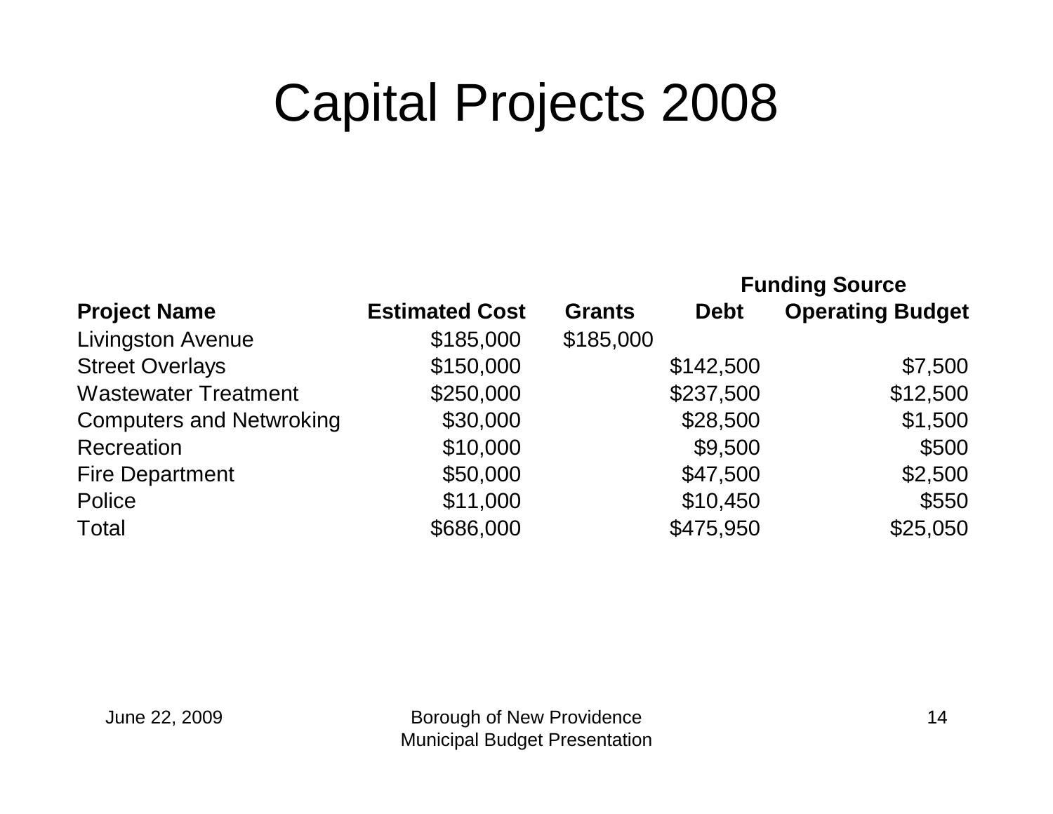# Capital Projects 2008

| Project Name | Estimated Cost | Grants | Funding Source<br>Debt | Operating Budget |
|---|---|---|---|---|
| Livingston Avenue | $185,000 | $185,000 | | |
| Street Overlays | $150,000 | | $142,500 | $7,500 |
| Wastewater Treatment | $250,000 | | $237,500 | $12,500 |
| Computers and Netwroking | $30,000 | | $28,500 | $1,500 |
| Recreation | $10,000 | | $9,500 | $500 |
| Fire Department | $50,000 | | $47,500 | $2,500 |
| Police | $11,000 | | $10,450 | $550 |
| Total | $686,000 | | $475,950 | $25,050 |

June 22, 2009

Borough of New Providence
Municipal Budget Presentation